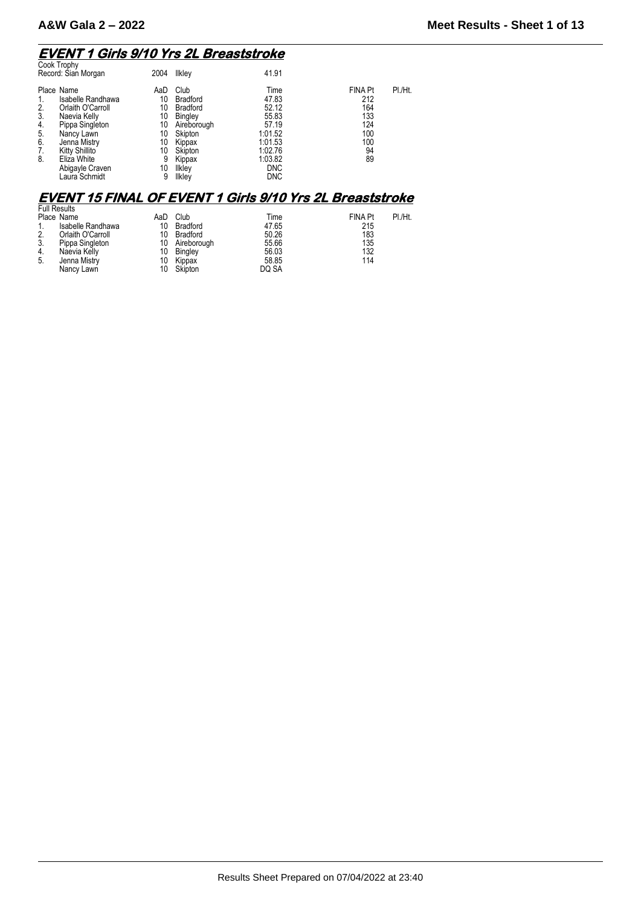## EVENT 1 Girls 9/10 Yrs 2L Breaststroke

Cook Trophy

Record: Sian Morgan 2004 Ilkley 41.91

| Place | Name | AaD | Club | Time | FINA Pt | Pl./Ht. |
|---|---|---|---|---|---|---|
| 1. | Isabelle Randhawa | 10 | Bradford | 47.83 | 212 | |
| 2. | Orlaith O'Carroll | 10 | Bradford | 52.12 | 164 | |
| 3. | Naevia Kelly | 10 | Bingley | 55.83 | 133 | |
| 4. | Pippa Singleton | 10 | Aireborough | 57.19 | 124 | |
| 5. | Nancy Lawn | 10 | Skipton | 1:01.52 | 100 | |
| 6. | Jenna Mistry | 10 | Kippax | 1:01.53 | 100 | |
| 7. | Kitty Shillito | 10 | Skipton | 1:02.76 | 94 | |
| 8. | Eliza White | 9 | Kippax | 1:03.82 | 89 | |
| | Abigayle Craven | 10 | Ilkley | DNC | | |
| | Laura Schmidt | 9 | Ilkley | DNC | | |

## EVENT 15 FINAL OF EVENT 1 Girls 9/10 Yrs 2L Breaststroke

Full Results

| Place | Name | AaD | Club | Time | FINA Pt | Pl./Ht. |
|---|---|---|---|---|---|---|
| 1. | Isabelle Randhawa | 10 | Bradford | 47.65 | 215 | |
| 2. | Orlaith O'Carroll | 10 | Bradford | 50.26 | 183 | |
| 3. | Pippa Singleton | 10 | Aireborough | 55.66 | 135 | |
| 4. | Naevia Kelly | 10 | Bingley | 56.03 | 132 | |
| 5. | Jenna Mistry | 10 | Kippax | 58.85 | 114 | |
| | Nancy Lawn | 10 | Skipton | DQ SA | | |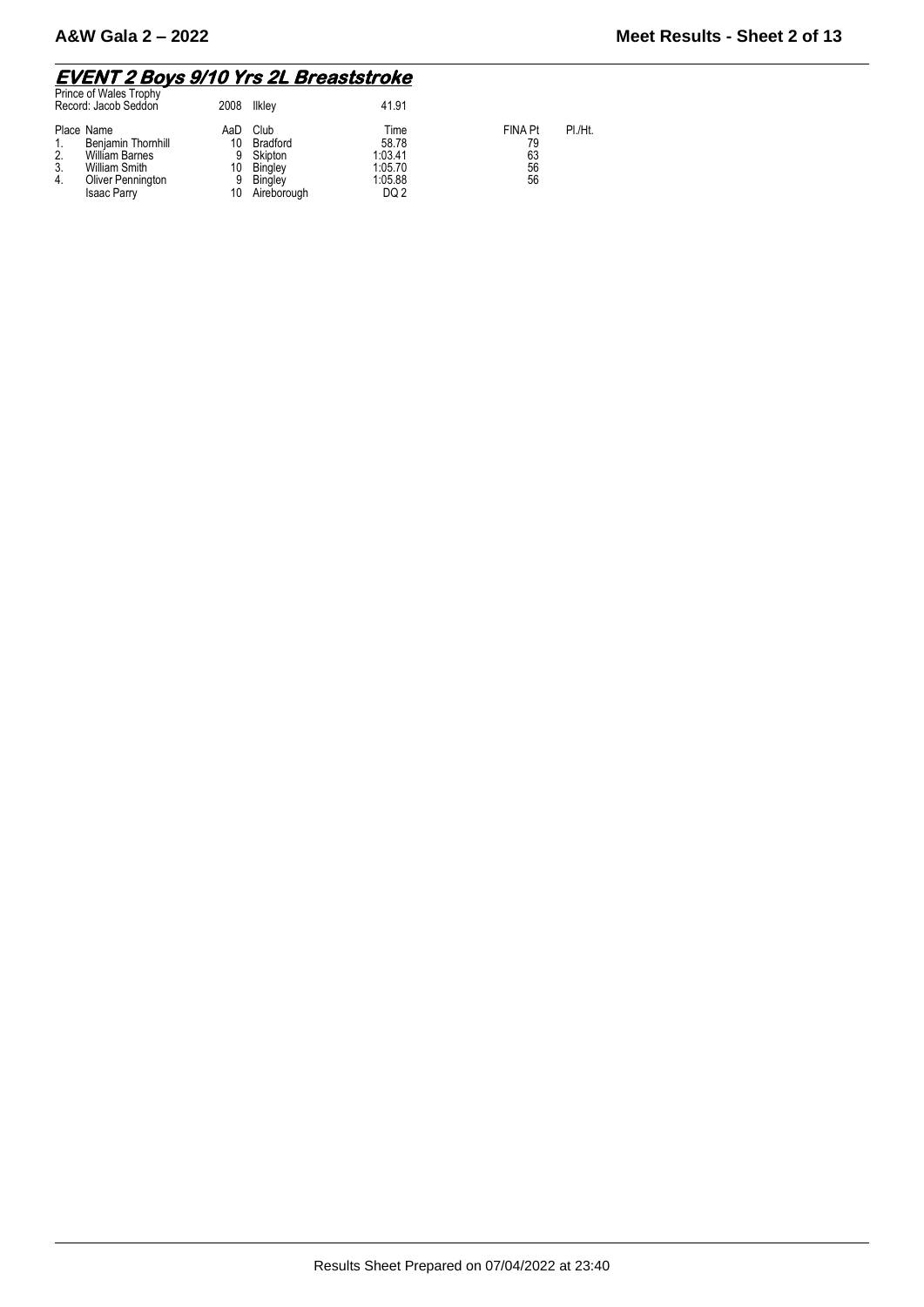## EVENT 2 Boys 9/10 Yrs 2L Breaststroke

Prince of Wales Trophy
Record: Jacob Seddon 2008 Ilkley 41.91

| Place | Name | AaD | Club | Time | FINA Pt | Pl./Ht. |
|---|---|---|---|---|---|---|
| 1. | Benjamin Thornhill | 10 | Bradford | 58.78 | 79 | |
| 2. | William Barnes | 9 | Skipton | 1:03.41 | 63 | |
| 3. | William Smith | 10 | Bingley | 1:05.70 | 56 | |
| 4. | Oliver Pennington | 9 | Bingley | 1:05.88 | 56 | |
| | Isaac Parry | 10 | Aireborough | DQ 2 | | |

Results Sheet Prepared on 07/04/2022 at 23:40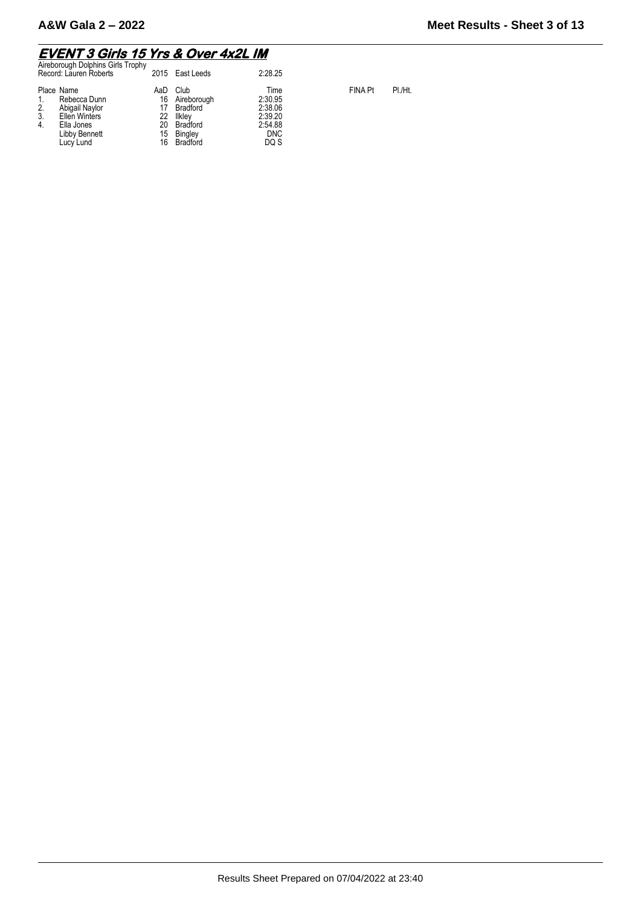## EVENT 3 Girls 15 Yrs & Over 4x2L IM

Aireborough Dolphins Girls Trophy

| Record: Lauren Roberts | 2015 | East Leeds | 2:28.25 |
|---|---|---|---|

| Place | Name | AaD | Club | Time | FINA Pt | Pl./Ht. |
|---|---|---|---|---|---|---|
| 1. | Rebecca Dunn | 16 | Aireborough | 2:30.95 | | |
| 2. | Abigail Naylor | 17 | Bradford | 2:38.06 | | |
| 3. | Ellen Winters | 22 | Ilkley | 2:39.20 | | |
| 4. | Ella Jones | 20 | Bradford | 2:54.88 | | |
| | Libby Bennett | 15 | Bingley | DNC | | |
| | Lucy Lund | 16 | Bradford | DQ S | | |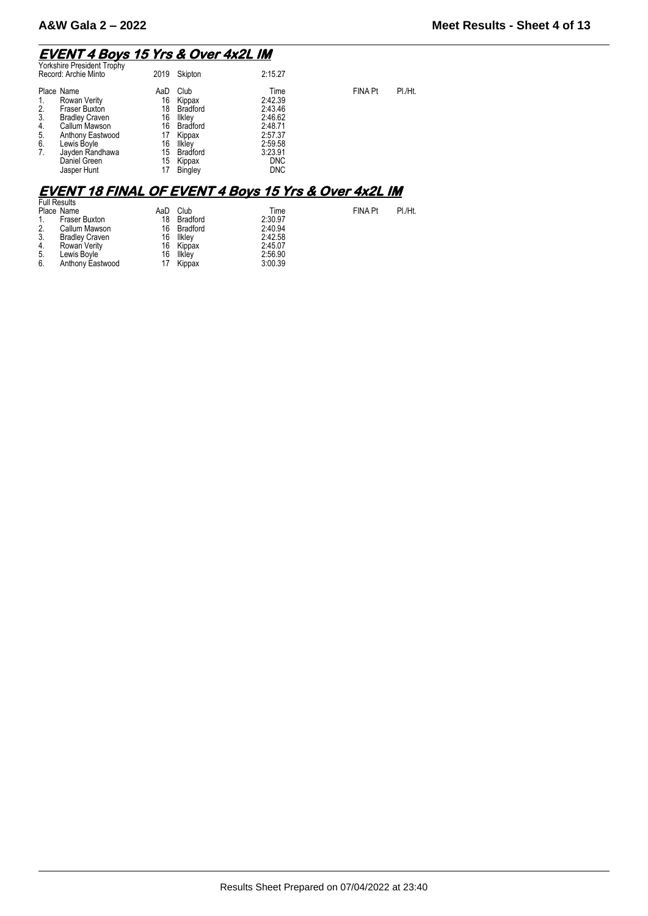## EVENT 4 Boys 15 Yrs & Over 4x2L IM

Yorkshire President Trophy

| Record: Archie Minto | 2019 | Skipton | 2:15.27 | | |
|---|---|---|---|---|---|

| Place | Name | AaD | Club | Time | FINA Pt | Pl./Ht. |
|---|---|---|---|---|---|---|
| 1. | Rowan Verity | 16 | Kippax | 2:42.39 | | |
| 2. | Fraser Buxton | 18 | Bradford | 2:43.46 | | |
| 3. | Bradley Craven | 16 | Ilkley | 2:46.62 | | |
| 4. | Callum Mawson | 16 | Bradford | 2:48.71 | | |
| 5. | Anthony Eastwood | 17 | Kippax | 2:57.37 | | |
| 6. | Lewis Boyle | 16 | Ilkley | 2:59.58 | | |
| 7. | Jayden Randhawa | 15 | Bradford | 3:23.91 | | |
| | Daniel Green | 15 | Kippax | DNC | | |
| | Jasper Hunt | 17 | Bingley | DNC | | |

## EVENT 18 FINAL OF EVENT 4 Boys 15 Yrs & Over 4x2L IM

Full Results

| Place | Name | AaD | Club | Time | FINA Pt | Pl./Ht. |
|---|---|---|---|---|---|---|
| 1. | Fraser Buxton | 18 | Bradford | 2:30.97 | | |
| 2. | Callum Mawson | 16 | Bradford | 2:40.94 | | |
| 3. | Bradley Craven | 16 | Ilkley | 2:42.58 | | |
| 4. | Rowan Verity | 16 | Kippax | 2:45.07 | | |
| 5. | Lewis Boyle | 16 | Ilkley | 2:56.90 | | |
| 6. | Anthony Eastwood | 17 | Kippax | 3:00.39 | | |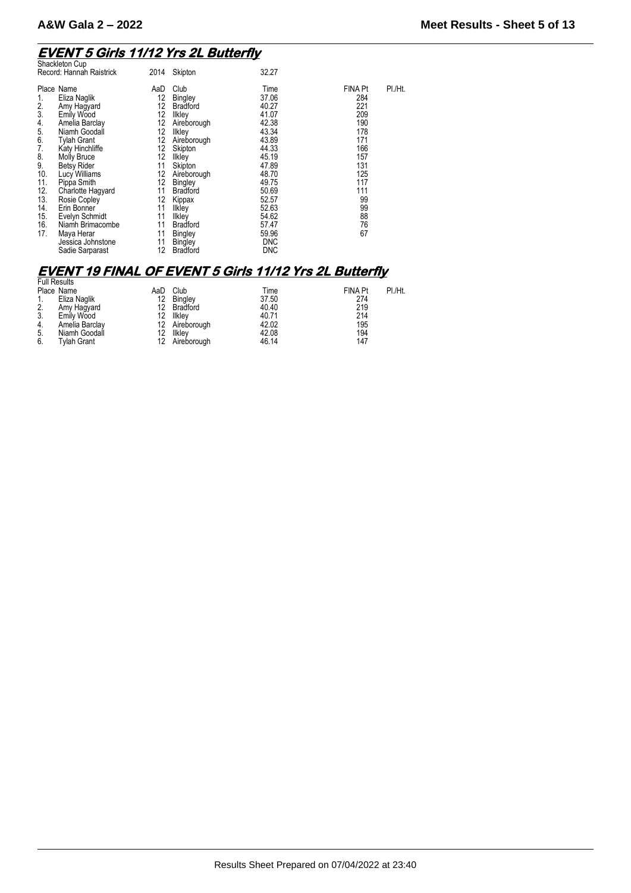## EVENT 5 Girls 11/12 Yrs 2L Butterfly

Shackleton Cup

Record: Hannah Raistrick 2014 Skipton 32.27

| Place | Name | AaD | Club | Time | FINA Pt | Pl./Ht. |
|---|---|---|---|---|---|---|
| 1. | Eliza Naglik | 12 | Bingley | 37.06 | 284 | |
| 2. | Amy Hagyard | 12 | Bradford | 40.27 | 221 | |
| 3. | Emily Wood | 12 | Ilkley | 41.07 | 209 | |
| 4. | Amelia Barclay | 12 | Aireborough | 42.38 | 190 | |
| 5. | Niamh Goodall | 12 | Ilkley | 43.34 | 178 | |
| 6. | Tylah Grant | 12 | Aireborough | 43.89 | 171 | |
| 7. | Katy Hinchliffe | 12 | Skipton | 44.33 | 166 | |
| 8. | Molly Bruce | 12 | Ilkley | 45.19 | 157 | |
| 9. | Betsy Rider | 11 | Skipton | 47.89 | 131 | |
| 10. | Lucy Williams | 12 | Aireborough | 48.70 | 125 | |
| 11. | Pippa Smith | 12 | Bingley | 49.75 | 117 | |
| 12. | Charlotte Hagyard | 11 | Bradford | 50.69 | 111 | |
| 13. | Rosie Copley | 12 | Kippax | 52.57 | 99 | |
| 14. | Erin Bonner | 11 | Ilkley | 52.63 | 99 | |
| 15. | Evelyn Schmidt | 11 | Ilkley | 54.62 | 88 | |
| 16. | Niamh Brimacombe | 11 | Bradford | 57.47 | 76 | |
| 17. | Maya Herar | 11 | Bingley | 59.96 | 67 | |
| | Jessica Johnstone | 11 | Bingley | DNC | | |
| | Sadie Sarparast | 12 | Bradford | DNC | | |

## EVENT 19 FINAL OF EVENT 5 Girls 11/12 Yrs 2L Butterfly

Full Results

| Place | Name | AaD | Club | Time | FINA Pt | Pl./Ht. |
|---|---|---|---|---|---|---|
| 1. | Eliza Naglik | 12 | Bingley | 37.50 | 274 | |
| 2. | Amy Hagyard | 12 | Bradford | 40.40 | 219 | |
| 3. | Emily Wood | 12 | Ilkley | 40.71 | 214 | |
| 4. | Amelia Barclay | 12 | Aireborough | 42.02 | 195 | |
| 5. | Niamh Goodall | 12 | Ilkley | 42.08 | 194 | |
| 6. | Tylah Grant | 12 | Aireborough | 46.14 | 147 | |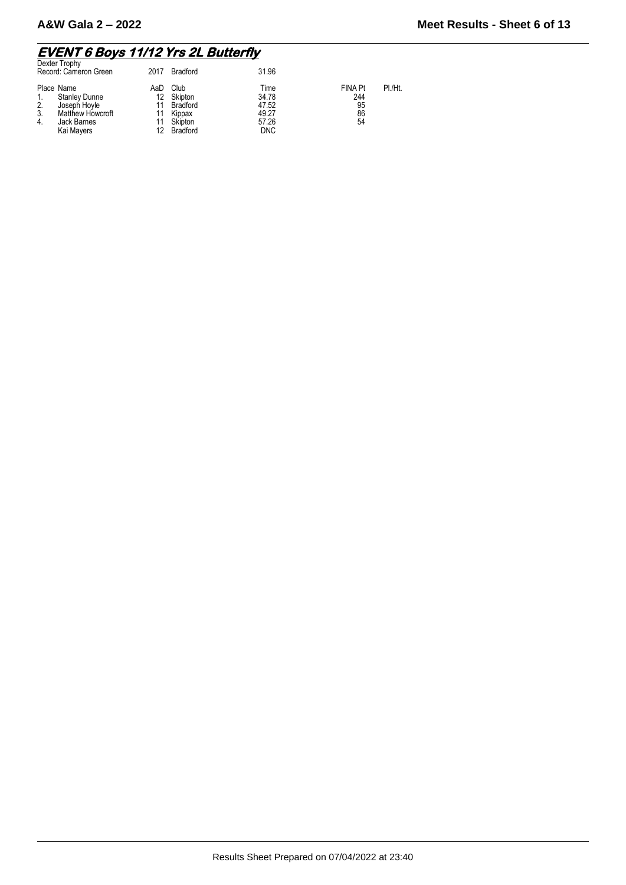## EVENT 6 Boys 11/12 Yrs 2L Butterfly

Dexter Trophy

| Record: Cameron Green | 2017 | Bradford | 31.96 |
|---|---|---|---|

| Place | Name | AaD | Club | Time | FINA Pt | Pl./Ht. |
|---|---|---|---|---|---|---|
| 1. | Stanley Dunne | 12 | Skipton | 34.78 | 244 | |
| 2. | Joseph Hoyle | 11 | Bradford | 47.52 | 95 | |
| 3. | Matthew Howcroft | 11 | Kippax | 49.27 | 86 | |
| 4. | Jack Barnes | 11 | Skipton | 57.26 | 54 | |
| | Kai Mayers | 12 | Bradford | DNC | | |

Results Sheet Prepared on 07/04/2022 at 23:40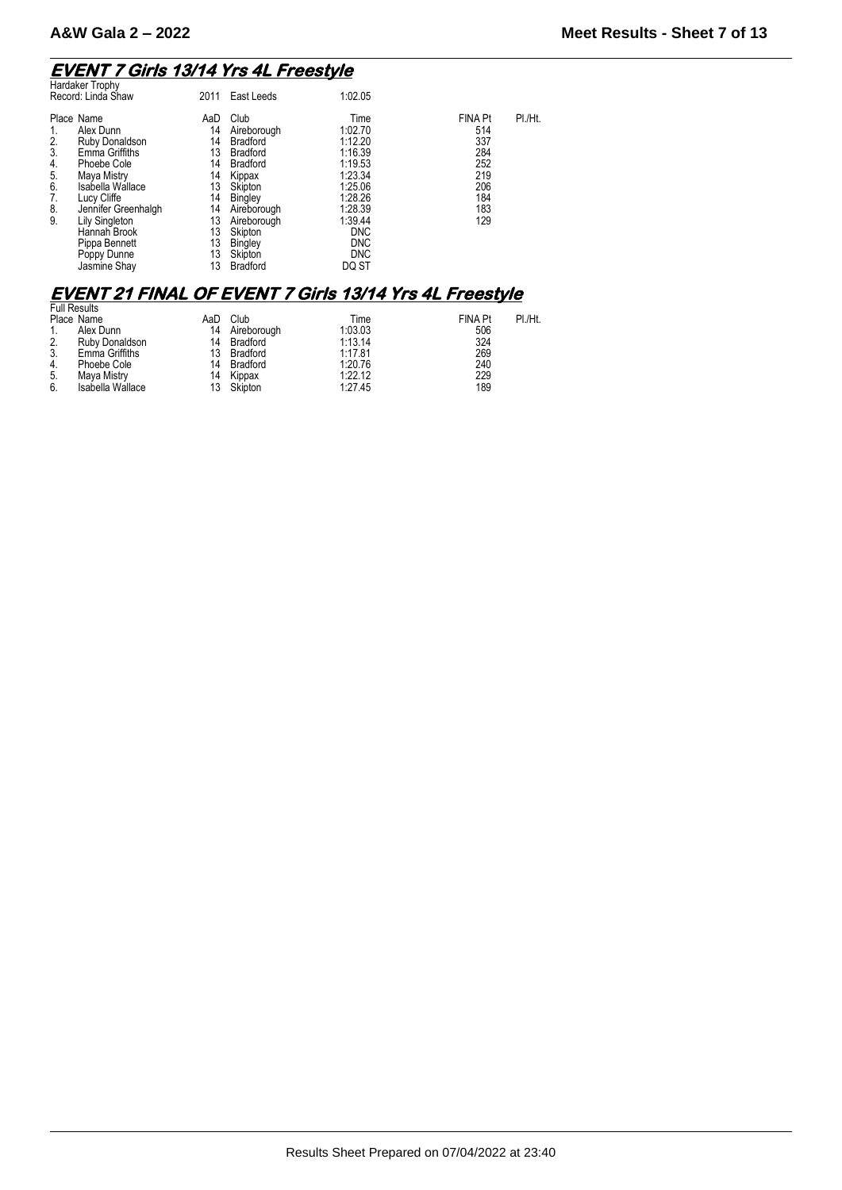## EVENT 7 Girls 13/14 Yrs 4L Freestyle

Hardaker Trophy
Record: Linda Shaw 2011 East Leeds 1:02.05

| Place | Name | AaD | Club | Time | FINA Pt | Pl./Ht. |
|---|---|---|---|---|---|---|
| 1. | Alex Dunn | 14 | Aireborough | 1:02.70 | 514 | |
| 2. | Ruby Donaldson | 14 | Bradford | 1:12.20 | 337 | |
| 3. | Emma Griffiths | 13 | Bradford | 1:16.39 | 284 | |
| 4. | Phoebe Cole | 14 | Bradford | 1:19.53 | 252 | |
| 5. | Maya Mistry | 14 | Kippax | 1:23.34 | 219 | |
| 6. | Isabella Wallace | 13 | Skipton | 1:25.06 | 206 | |
| 7. | Lucy Cliffe | 14 | Bingley | 1:28.26 | 184 | |
| 8. | Jennifer Greenhalgh | 14 | Aireborough | 1:28.39 | 183 | |
| 9. | Lily Singleton | 13 | Aireborough | 1:39.44 | 129 | |
| | Hannah Brook | 13 | Skipton | DNC | | |
| | Pippa Bennett | 13 | Bingley | DNC | | |
| | Poppy Dunne | 13 | Skipton | DNC | | |
| | Jasmine Shay | 13 | Bradford | DQ ST | | |

## EVENT 21 FINAL OF EVENT 7 Girls 13/14 Yrs 4L Freestyle

Full Results

| Place | Name | AaD | Club | Time | FINA Pt | Pl./Ht. |
|---|---|---|---|---|---|---|
| 1. | Alex Dunn | 14 | Aireborough | 1:03.03 | 506 | |
| 2. | Ruby Donaldson | 14 | Bradford | 1:13.14 | 324 | |
| 3. | Emma Griffiths | 13 | Bradford | 1:17.81 | 269 | |
| 4. | Phoebe Cole | 14 | Bradford | 1:20.76 | 240 | |
| 5. | Maya Mistry | 14 | Kippax | 1:22.12 | 229 | |
| 6. | Isabella Wallace | 13 | Skipton | 1:27.45 | 189 | |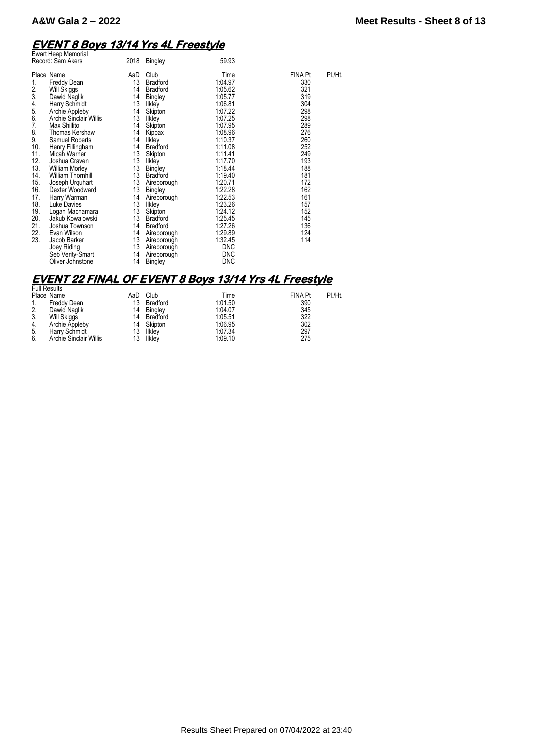## EVENT 8 Boys 13/14 Yrs 4L Freestyle

Ewart Heap Memorial
Record: Sam Akers 2018 Bingley 59.93

| Place | Name | AaD | Club | Time | FINA Pt | Pl./Ht. |
|---|---|---|---|---|---|---|
| 1. | Freddy Dean | 13 | Bradford | 1:04.97 | 330 | |
| 2. | Will Skiggs | 14 | Bradford | 1:05.62 | 321 | |
| 3. | Dawid Naglik | 14 | Bingley | 1:05.77 | 319 | |
| 4. | Harry Schmidt | 13 | Ilkley | 1:06.81 | 304 | |
| 5. | Archie Appleby | 14 | Skipton | 1:07.22 | 298 | |
| 6. | Archie Sinclair Willis | 13 | Ilkley | 1:07.25 | 298 | |
| 7. | Max Shillito | 14 | Skipton | 1:07.95 | 289 | |
| 8. | Thomas Kershaw | 14 | Kippax | 1:08.96 | 276 | |
| 9. | Samuel Roberts | 14 | Ilkley | 1:10.37 | 260 | |
| 10. | Henry Fillingham | 14 | Bradford | 1:11.08 | 252 | |
| 11. | Micah Warner | 13 | Skipton | 1:11.41 | 249 | |
| 12. | Joshua Craven | 13 | Ilkley | 1:17.70 | 193 | |
| 13. | William Morley | 13 | Bingley | 1:18.44 | 188 | |
| 14. | William Thornhill | 13 | Bradford | 1:19.40 | 181 | |
| 15. | Joseph Urquhart | 13 | Aireborough | 1:20.71 | 172 | |
| 16. | Dexter Woodward | 13 | Bingley | 1:22.28 | 162 | |
| 17. | Harry Warman | 14 | Aireborough | 1:22.53 | 161 | |
| 18. | Luke Davies | 13 | Ilkley | 1:23.26 | 157 | |
| 19. | Logan Macnamara | 13 | Skipton | 1:24.12 | 152 | |
| 20. | Jakub Kowalowski | 13 | Bradford | 1:25.45 | 145 | |
| 21. | Joshua Townson | 14 | Bradford | 1:27.26 | 136 | |
| 22. | Evan Wilson | 14 | Aireborough | 1:29.89 | 124 | |
| 23. | Jacob Barker | 13 | Aireborough | 1:32.45 | 114 | |
| | Joey Riding | 13 | Aireborough | DNC | | |
| | Seb Verity-Smart | 14 | Aireborough | DNC | | |
| | Oliver Johnstone | 14 | Bingley | DNC | | |

## EVENT 22 FINAL OF EVENT 8 Boys 13/14 Yrs 4L Freestyle

Full Results

| Place | Name | AaD | Club | Time | FINA Pt | Pl./Ht. |
|---|---|---|---|---|---|---|
| 1. | Freddy Dean | 13 | Bradford | 1:01.50 | 390 | |
| 2. | Dawid Naglik | 14 | Bingley | 1:04.07 | 345 | |
| 3. | Will Skiggs | 14 | Bradford | 1:05.51 | 322 | |
| 4. | Archie Appleby | 14 | Skipton | 1:06.95 | 302 | |
| 5. | Harry Schmidt | 13 | Ilkley | 1:07.34 | 297 | |
| 6. | Archie Sinclair Willis | 13 | Ilkley | 1:09.10 | 275 | |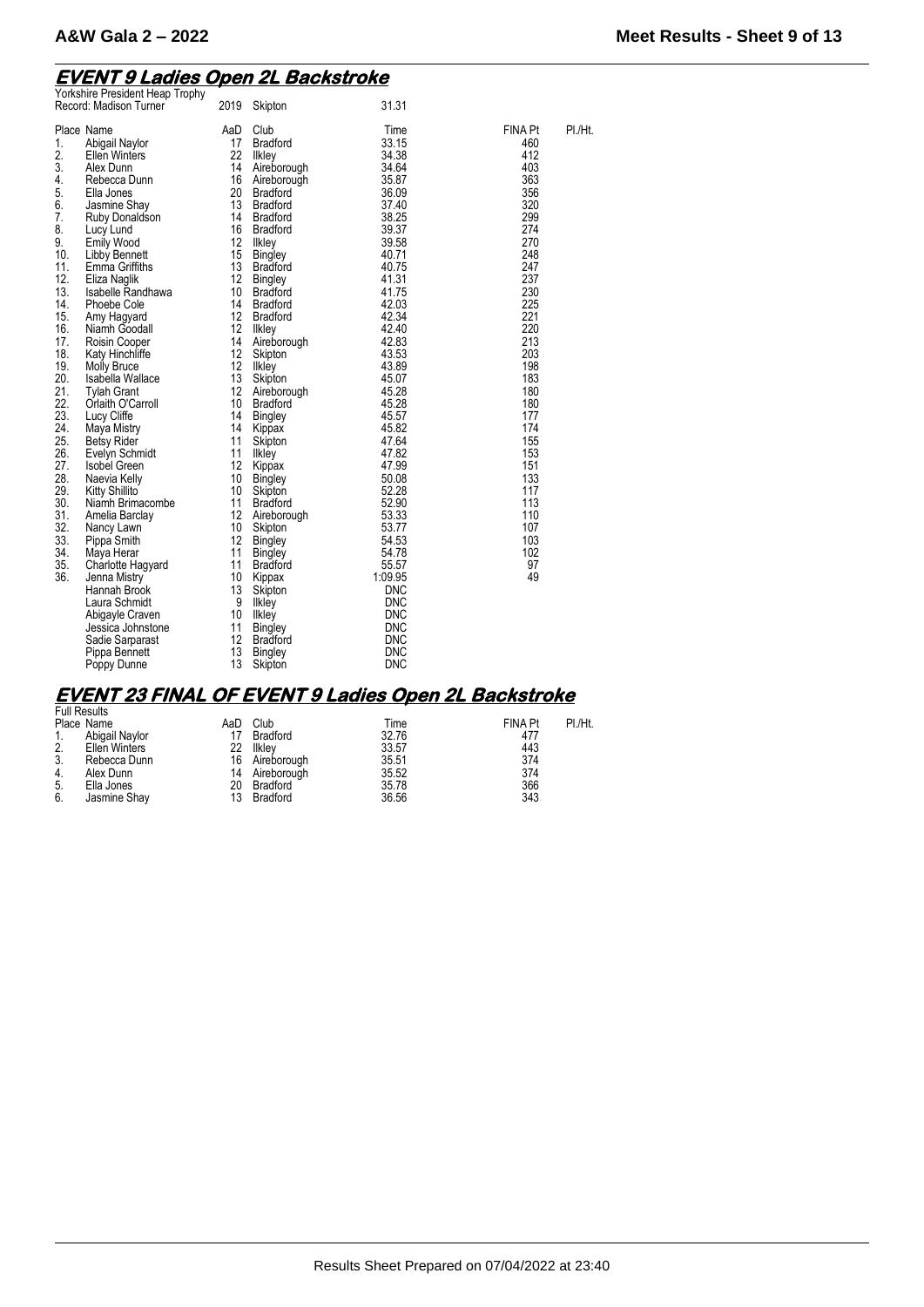## EVENT 9 Ladies Open 2L Backstroke

Yorkshire President Heap Trophy
Record: Madison Turner 2019 Skipton 31.31

| Place | Name | AaD | Club | Time | FINA Pt | Pl./Ht. |
|---|---|---|---|---|---|---|
| 1. | Abigail Naylor | 17 | Bradford | 33.15 | 460 | |
| 2. | Ellen Winters | 22 | Ilkley | 34.38 | 412 | |
| 3. | Alex Dunn | 14 | Aireborough | 34.64 | 403 | |
| 4. | Rebecca Dunn | 16 | Aireborough | 35.87 | 363 | |
| 5. | Ella Jones | 20 | Bradford | 36.09 | 356 | |
| 6. | Jasmine Shay | 13 | Bradford | 37.40 | 320 | |
| 7. | Ruby Donaldson | 14 | Bradford | 38.25 | 299 | |
| 8. | Lucy Lund | 16 | Bradford | 39.37 | 274 | |
| 9. | Emily Wood | 12 | Ilkley | 39.58 | 270 | |
| 10. | Libby Bennett | 15 | Bingley | 40.71 | 248 | |
| 11. | Emma Griffiths | 13 | Bradford | 40.75 | 247 | |
| 12. | Eliza Naglik | 12 | Bingley | 41.31 | 237 | |
| 13. | Isabelle Randhawa | 10 | Bradford | 41.75 | 230 | |
| 14. | Phoebe Cole | 14 | Bradford | 42.03 | 225 | |
| 15. | Amy Hagyard | 12 | Bradford | 42.34 | 221 | |
| 16. | Niamh Goodall | 12 | Ilkley | 42.40 | 220 | |
| 17. | Roisin Cooper | 14 | Aireborough | 42.83 | 213 | |
| 18. | Katy Hinchliffe | 12 | Skipton | 43.53 | 203 | |
| 19. | Molly Bruce | 12 | Ilkley | 43.89 | 198 | |
| 20. | Isabella Wallace | 13 | Skipton | 45.07 | 183 | |
| 21. | Tylah Grant | 12 | Aireborough | 45.28 | 180 | |
| 22. | Orlaith O'Carroll | 10 | Bradford | 45.28 | 180 | |
| 23. | Lucy Cliffe | 14 | Bingley | 45.57 | 177 | |
| 24. | Maya Mistry | 14 | Kippax | 45.82 | 174 | |
| 25. | Betsy Rider | 11 | Skipton | 47.64 | 155 | |
| 26. | Evelyn Schmidt | 11 | Ilkley | 47.82 | 153 | |
| 27. | Isobel Green | 12 | Kippax | 47.99 | 151 | |
| 28. | Naevia Kelly | 10 | Bingley | 50.08 | 133 | |
| 29. | Kitty Shillito | 10 | Skipton | 52.28 | 117 | |
| 30. | Niamh Brimacombe | 11 | Bradford | 52.90 | 113 | |
| 31. | Amelia Barclay | 12 | Aireborough | 53.33 | 110 | |
| 32. | Nancy Lawn | 10 | Skipton | 53.77 | 107 | |
| 33. | Pippa Smith | 12 | Bingley | 54.53 | 103 | |
| 34. | Maya Herar | 11 | Bingley | 54.78 | 102 | |
| 35. | Charlotte Hagyard | 11 | Bradford | 55.57 | 97 | |
| 36. | Jenna Mistry | 10 | Kippax | 1:09.95 | 49 | |
| | Hannah Brook | 13 | Skipton | DNC | | |
| | Laura Schmidt | 9 | Ilkley | DNC | | |
| | Abigayle Craven | 10 | Ilkley | DNC | | |
| | Jessica Johnstone | 11 | Bingley | DNC | | |
| | Sadie Sarparast | 12 | Bradford | DNC | | |
| | Pippa Bennett | 13 | Bingley | DNC | | |
| | Poppy Dunne | 13 | Skipton | DNC | | |

## EVENT 23 FINAL OF EVENT 9 Ladies Open 2L Backstroke

Full Results

| Place | Name | AaD | Club | Time | FINA Pt | Pl./Ht. |
|---|---|---|---|---|---|---|
| 1. | Abigail Naylor | 17 | Bradford | 32.76 | 477 | |
| 2. | Ellen Winters | 22 | Ilkley | 33.57 | 443 | |
| 3. | Rebecca Dunn | 16 | Aireborough | 35.51 | 374 | |
| 4. | Alex Dunn | 14 | Aireborough | 35.52 | 374 | |
| 5. | Ella Jones | 20 | Bradford | 35.78 | 366 | |
| 6. | Jasmine Shay | 13 | Bradford | 36.56 | 343 | |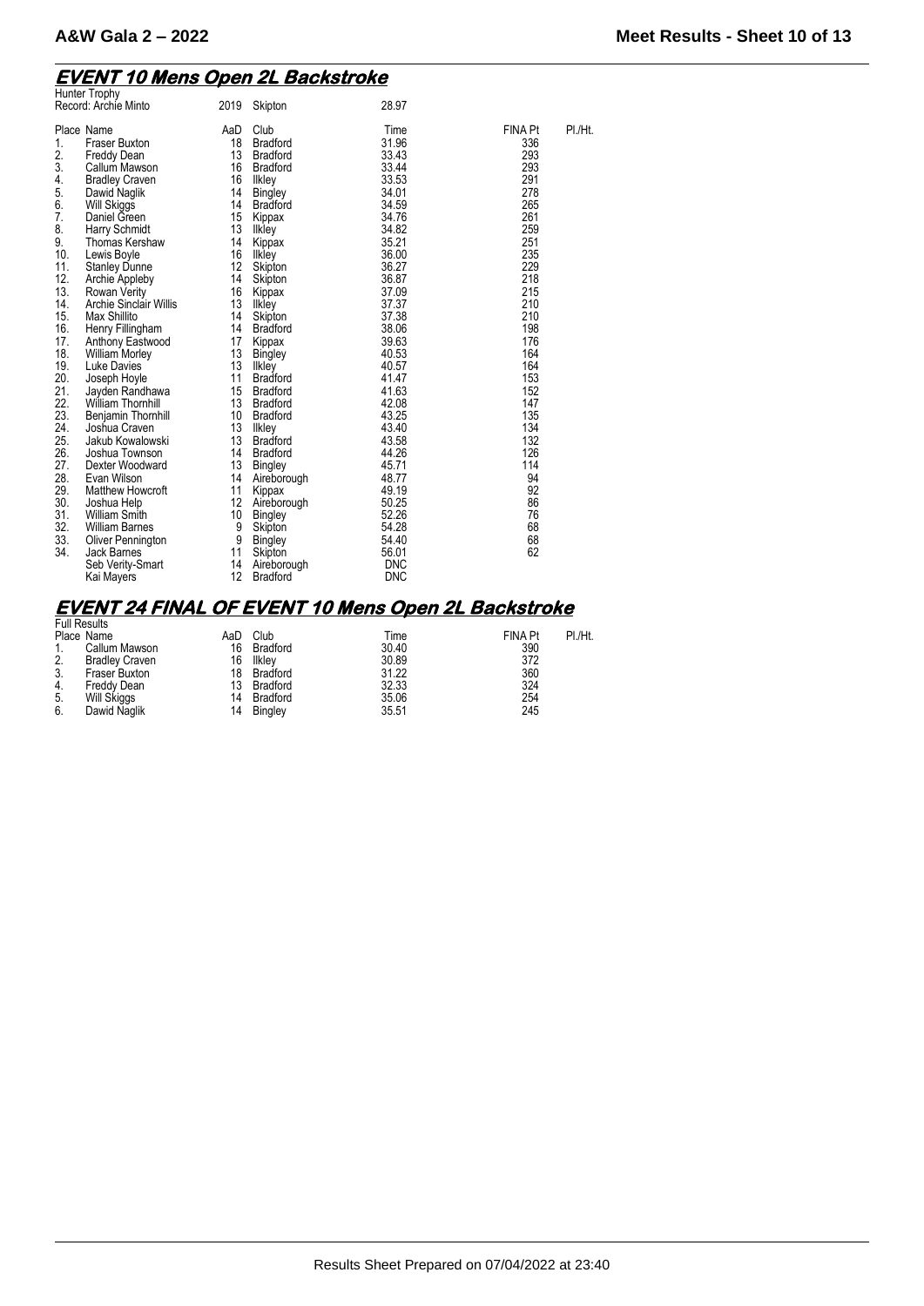## EVENT 10 Mens Open 2L Backstroke

Hunter Trophy

Record: Archie Minto 2019 Skipton 28.97

| Place | Name | AaD | Club | Time | FINA Pt | Pl./Ht. |
|---|---|---|---|---|---|---|
| 1. | Fraser Buxton | 18 | Bradford | 31.96 | 336 | |
| 2. | Freddy Dean | 13 | Bradford | 33.43 | 293 | |
| 3. | Callum Mawson | 16 | Bradford | 33.44 | 293 | |
| 4. | Bradley Craven | 16 | Ilkley | 33.53 | 291 | |
| 5. | Dawid Naglik | 14 | Bingley | 34.01 | 278 | |
| 6. | Will Skiggs | 14 | Bradford | 34.59 | 265 | |
| 7. | Daniel Green | 15 | Kippax | 34.76 | 261 | |
| 8. | Harry Schmidt | 13 | Ilkley | 34.82 | 259 | |
| 9. | Thomas Kershaw | 14 | Kippax | 35.21 | 251 | |
| 10. | Lewis Boyle | 16 | Ilkley | 36.00 | 235 | |
| 11. | Stanley Dunne | 12 | Skipton | 36.27 | 229 | |
| 12. | Archie Appleby | 14 | Skipton | 36.87 | 218 | |
| 13. | Rowan Verity | 16 | Kippax | 37.09 | 215 | |
| 14. | Archie Sinclair Willis | 13 | Ilkley | 37.37 | 210 | |
| 15. | Max Shillito | 14 | Skipton | 37.38 | 210 | |
| 16. | Henry Fillingham | 14 | Bradford | 38.06 | 198 | |
| 17. | Anthony Eastwood | 17 | Kippax | 39.63 | 176 | |
| 18. | William Morley | 13 | Bingley | 40.53 | 164 | |
| 19. | Luke Davies | 13 | Ilkley | 40.57 | 164 | |
| 20. | Joseph Hoyle | 11 | Bradford | 41.47 | 153 | |
| 21. | Jayden Randhawa | 15 | Bradford | 41.63 | 152 | |
| 22. | William Thornhill | 13 | Bradford | 42.08 | 147 | |
| 23. | Benjamin Thornhill | 10 | Bradford | 43.25 | 135 | |
| 24. | Joshua Craven | 13 | Ilkley | 43.40 | 134 | |
| 25. | Jakub Kowalowski | 13 | Bradford | 43.58 | 132 | |
| 26. | Joshua Townson | 14 | Bradford | 44.26 | 126 | |
| 27. | Dexter Woodward | 13 | Bingley | 45.71 | 114 | |
| 28. | Evan Wilson | 14 | Aireborough | 48.77 | 94 | |
| 29. | Matthew Howcroft | 11 | Kippax | 49.19 | 92 | |
| 30. | Joshua Help | 12 | Aireborough | 50.25 | 86 | |
| 31. | William Smith | 10 | Bingley | 52.26 | 76 | |
| 32. | William Barnes | 9 | Skipton | 54.28 | 68 | |
| 33. | Oliver Pennington | 9 | Bingley | 54.40 | 68 | |
| 34. | Jack Barnes | 11 | Skipton | 56.01 | 62 | |
| | Seb Verity-Smart | 14 | Aireborough | DNC | | |
| | Kai Mayers | 12 | Bradford | DNC | | |

## EVENT 24 FINAL OF EVENT 10 Mens Open 2L Backstroke

Full Results

| Place | Name | AaD | Club | Time | FINA Pt | Pl./Ht. |
|---|---|---|---|---|---|---|
| 1. | Callum Mawson | 16 | Bradford | 30.40 | 390 | |
| 2. | Bradley Craven | 16 | Ilkley | 30.89 | 372 | |
| 3. | Fraser Buxton | 18 | Bradford | 31.22 | 360 | |
| 4. | Freddy Dean | 13 | Bradford | 32.33 | 324 | |
| 5. | Will Skiggs | 14 | Bradford | 35.06 | 254 | |
| 6. | Dawid Naglik | 14 | Bingley | 35.51 | 245 | |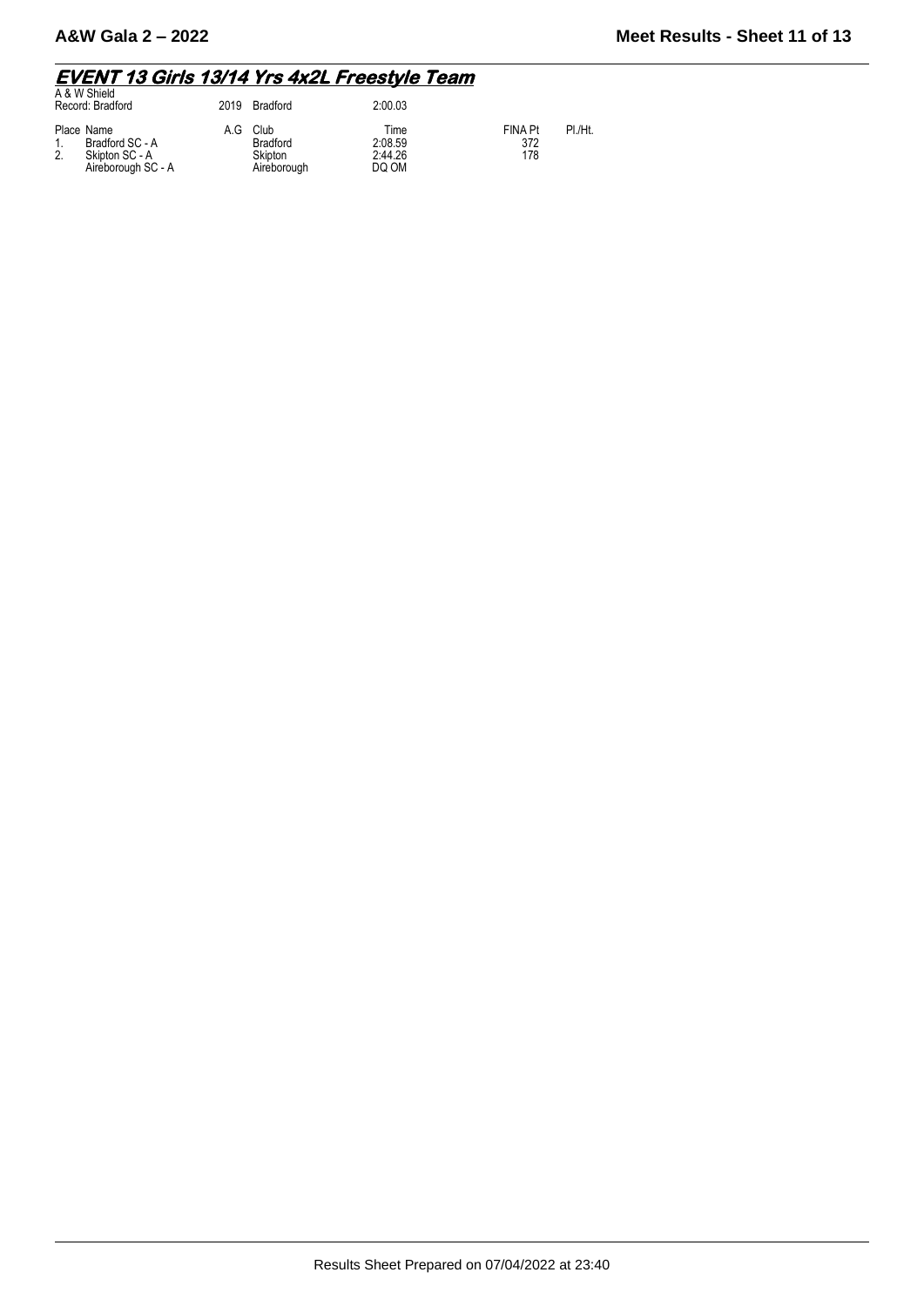## EVENT 13 Girls 13/14 Yrs 4x2L Freestyle Team

A & W Shield

| Record: Bradford | 2019 | Bradford | 2:00.03 | | |
|---|---|---|---|---|---|

| Place | Name | A.G | Club | Time | FINA Pt | Pl./Ht. |
|---|---|---|---|---|---|---|
| 1. | Bradford SC - A | | Bradford | 2:08.59 | 372 | |
| 2. | Skipton SC - A | | Skipton | 2:44.26 | 178 | |
| | Aireborough SC - A | | Aireborough | DQ OM | | |

Results Sheet Prepared on 07/04/2022 at 23:40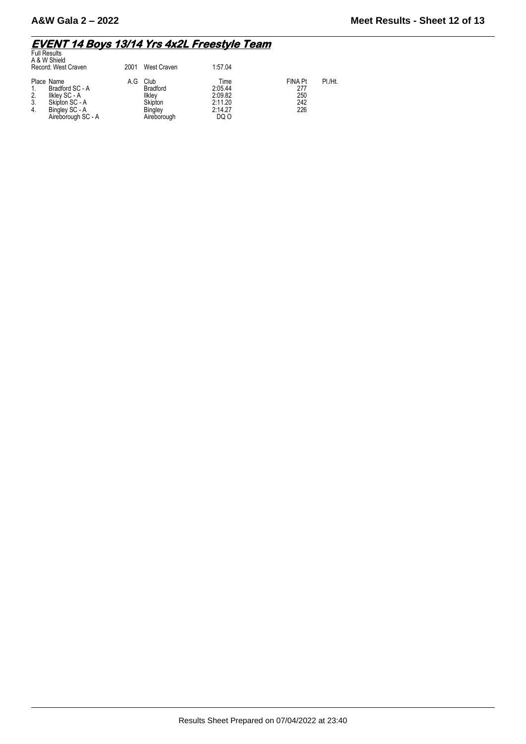## EVENT 14 Boys 13/14 Yrs 4x2L Freestyle Team

Full Results
A & W Shield

Record: West Craven 2001 West Craven 1:57.04

| Place | Name | A.G | Club | Time | FINA Pt | Pl./Ht. |
|---|---|---|---|---|---|---|
| 1. | Bradford SC - A | | Bradford | 2:05.44 | 277 | |
| 2. | Ilkley SC - A | | Ilkley | 2:09.82 | 250 | |
| 3. | Skipton SC - A | | Skipton | 2:11.20 | 242 | |
| 4. | Bingley SC - A | | Bingley | 2:14.27 | 226 | |
| | Aireborough SC - A | | Aireborough | DQ O | | |

Results Sheet Prepared on 07/04/2022 at 23:40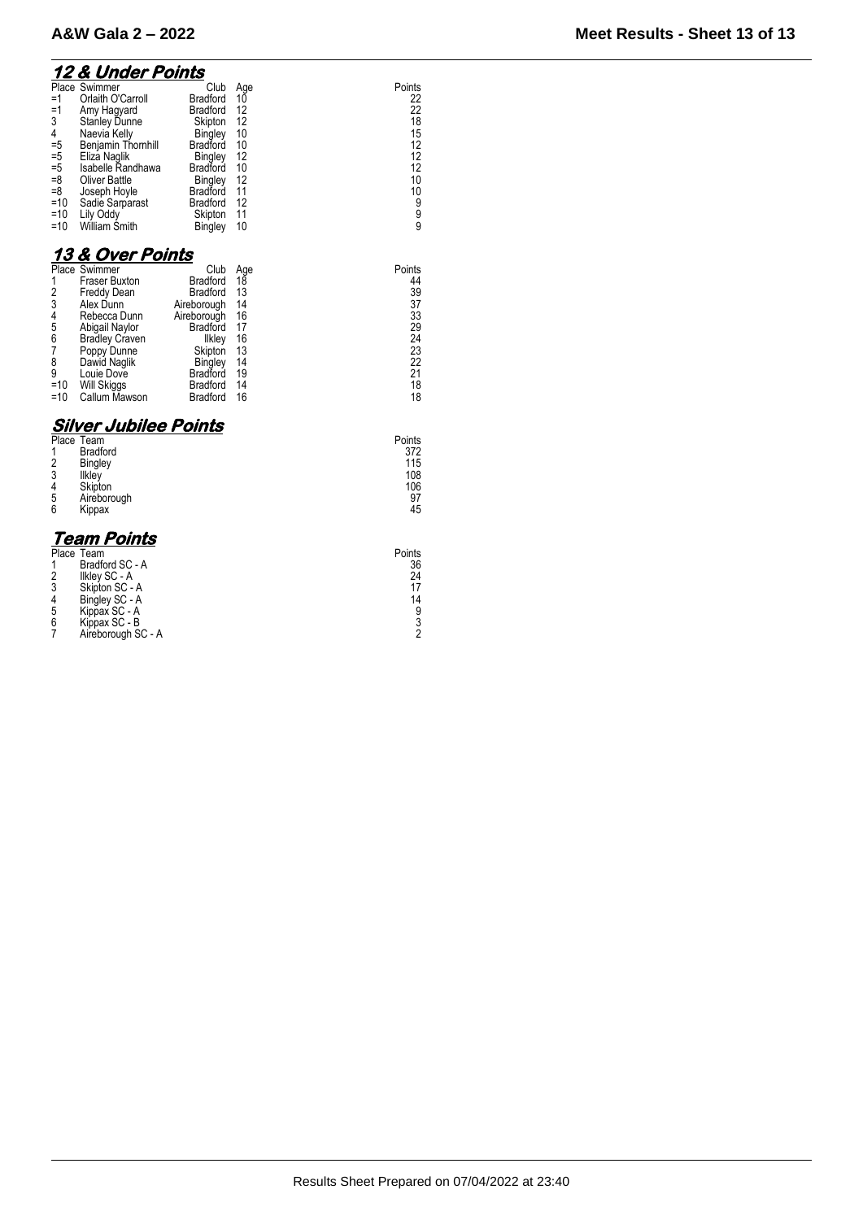## 12 & Under Points

| Place | Swimmer | Club | Age | Points |
|---|---|---|---|---|
| =1 | Orlaith O'Carroll | Bradford | 10 | 22 |
| =1 | Amy Hagyard | Bradford | 12 | 22 |
| 3 | Stanley Dunne | Skipton | 12 | 18 |
| 4 | Naevia Kelly | Bingley | 10 | 15 |
| =5 | Benjamin Thornhill | Bradford | 10 | 12 |
| =5 | Eliza Naglik | Bingley | 12 | 12 |
| =5 | Isabelle Randhawa | Bradford | 10 | 12 |
| =8 | Oliver Battle | Bingley | 12 | 10 |
| =8 | Joseph Hoyle | Bradford | 11 | 10 |
| =10 | Sadie Sarparast | Bradford | 12 | 9 |
| =10 | Lily Oddy | Skipton | 11 | 9 |
| =10 | William Smith | Bingley | 10 | 9 |

## 13 & Over Points

| Place | Swimmer | Club | Age | Points |
|---|---|---|---|---|
| 1 | Fraser Buxton | Bradford | 18 | 44 |
| 2 | Freddy Dean | Bradford | 13 | 39 |
| 3 | Alex Dunn | Aireborough | 14 | 37 |
| 4 | Rebecca Dunn | Aireborough | 16 | 33 |
| 5 | Abigail Naylor | Bradford | 17 | 29 |
| 6 | Bradley Craven | Ilkley | 16 | 24 |
| 7 | Poppy Dunne | Skipton | 13 | 23 |
| 8 | Dawid Naglik | Bingley | 14 | 22 |
| 9 | Louie Dove | Bradford | 19 | 21 |
| =10 | Will Skiggs | Bradford | 14 | 18 |
| =10 | Callum Mawson | Bradford | 16 | 18 |

## Silver Jubilee Points

| Place | Team | Points |
|---|---|---|
| 1 | Bradford | 372 |
| 2 | Bingley | 115 |
| 3 | Ilkley | 108 |
| 4 | Skipton | 106 |
| 5 | Aireborough | 97 |
| 6 | Kippax | 45 |

## Team Points

| Place | Team | Points |
|---|---|---|
| 1 | Bradford SC - A | 36 |
| 2 | Ilkley SC - A | 24 |
| 3 | Skipton SC - A | 17 |
| 4 | Bingley SC - A | 14 |
| 5 | Kippax SC - A | 9 |
| 6 | Kippax SC - B | 3 |
| 7 | Aireborough SC - A | 2 |